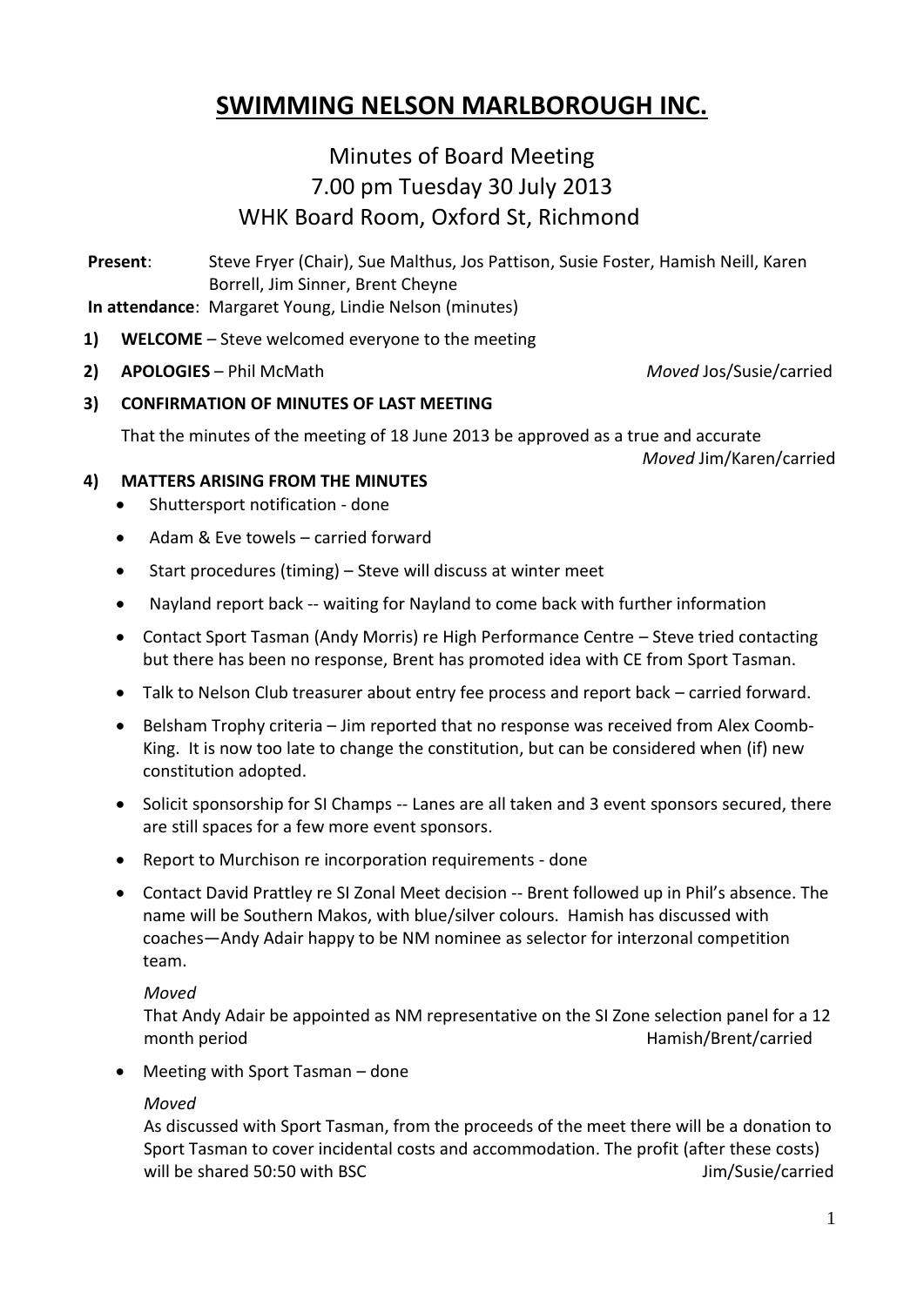# SWIMMING NELSON MARLBOROUGH INC.

## Minutes of Board Meeting
## 7.00 pm Tuesday 30 July 2013
## WHK Board Room, Oxford St, Richmond

**Present**: Steve Fryer (Chair), Sue Malthus, Jos Pattison, Susie Foster, Hamish Neill, Karen Borrell, Jim Sinner, Brent Cheyne

**In attendance**: Margaret Young, Lindie Nelson (minutes)

1) **WELCOME** – Steve welcomed everyone to the meeting

2) **APOLOGIES** – Phil McMath *Moved* Jos/Susie/carried

3) **CONFIRMATION OF MINUTES OF LAST MEETING**

   That the minutes of the meeting of 18 June 2013 be approved as a true and accurate *Moved* Jim/Karen/carried

4) **MATTERS ARISING FROM THE MINUTES**

   - Shuttersport notification - done
   - Adam & Eve towels – carried forward
   - Start procedures (timing) – Steve will discuss at winter meet
   - Nayland report back -- waiting for Nayland to come back with further information
   - Contact Sport Tasman (Andy Morris) re High Performance Centre – Steve tried contacting but there has been no response, Brent has promoted idea with CE from Sport Tasman.
   - Talk to Nelson Club treasurer about entry fee process and report back – carried forward.
   - Belsham Trophy criteria – Jim reported that no response was received from Alex Coomb-King. It is now too late to change the constitution, but can be considered when (if) new constitution adopted.
   - Solicit sponsorship for SI Champs -- Lanes are all taken and 3 event sponsors secured, there are still spaces for a few more event sponsors.
   - Report to Murchison re incorporation requirements - done
   - Contact David Prattley re SI Zonal Meet decision -- Brent followed up in Phil's absence. The name will be Southern Makos, with blue/silver colours. Hamish has discussed with coaches—Andy Adair happy to be NM nominee as selector for interzonal competition team.

     *Moved*
     That Andy Adair be appointed as NM representative on the SI Zone selection panel for a 12 month period Hamish/Brent/carried

   - Meeting with Sport Tasman – done

     *Moved*
     As discussed with Sport Tasman, from the proceeds of the meet there will be a donation to Sport Tasman to cover incidental costs and accommodation. The profit (after these costs) will be shared 50:50 with BSC Jim/Susie/carried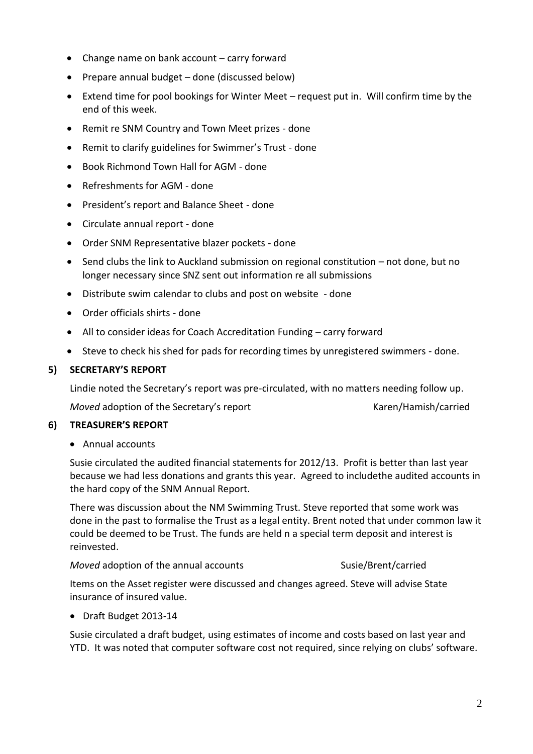- Change name on bank account – carry forward
- Prepare annual budget – done (discussed below)
- Extend time for pool bookings for Winter Meet – request put in. Will confirm time by the end of this week.
- Remit re SNM Country and Town Meet prizes - done
- Remit to clarify guidelines for Swimmer's Trust - done
- Book Richmond Town Hall for AGM - done
- Refreshments for AGM - done
- President's report and Balance Sheet - done
- Circulate annual report - done
- Order SNM Representative blazer pockets - done
- Send clubs the link to Auckland submission on regional constitution – not done, but no longer necessary since SNZ sent out information re all submissions
- Distribute swim calendar to clubs and post on website - done
- Order officials shirts - done
- All to consider ideas for Coach Accreditation Funding – carry forward
- Steve to check his shed for pads for recording times by unregistered swimmers - done.

## 5) SECRETARY'S REPORT

Lindie noted the Secretary's report was pre-circulated, with no matters needing follow up.

*Moved* adoption of the Secretary's report Karen/Hamish/carried

## 6) TREASURER'S REPORT

- Annual accounts

Susie circulated the audited financial statements for 2012/13. Profit is better than last year because we had less donations and grants this year. Agreed to includethe audited accounts in the hard copy of the SNM Annual Report.

There was discussion about the NM Swimming Trust. Steve reported that some work was done in the past to formalise the Trust as a legal entity. Brent noted that under common law it could be deemed to be Trust. The funds are held n a special term deposit and interest is reinvested.

*Moved* adoption of the annual accounts Susie/Brent/carried

Items on the Asset register were discussed and changes agreed. Steve will advise State insurance of insured value.

- Draft Budget 2013-14

Susie circulated a draft budget, using estimates of income and costs based on last year and YTD. It was noted that computer software cost not required, since relying on clubs' software.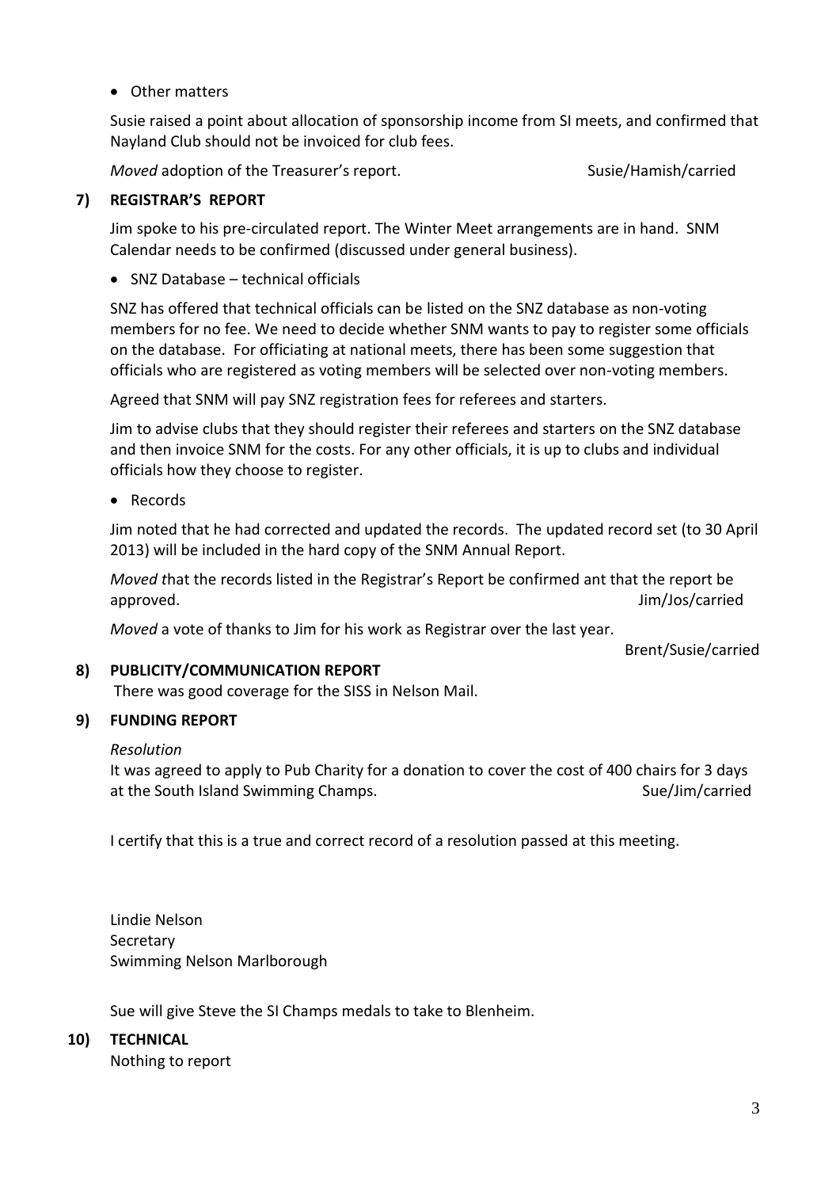- Other matters

Susie raised a point about allocation of sponsorship income from SI meets, and confirmed that Nayland Club should not be invoiced for club fees.

*Moved* adoption of the Treasurer's report. Susie/Hamish/carried

**7) REGISTRAR'S REPORT**

Jim spoke to his pre-circulated report. The Winter Meet arrangements are in hand. SNM Calendar needs to be confirmed (discussed under general business).

- SNZ Database – technical officials

SNZ has offered that technical officials can be listed on the SNZ database as non-voting members for no fee. We need to decide whether SNM wants to pay to register some officials on the database. For officiating at national meets, there has been some suggestion that officials who are registered as voting members will be selected over non-voting members.

Agreed that SNM will pay SNZ registration fees for referees and starters.

Jim to advise clubs that they should register their referees and starters on the SNZ database and then invoice SNM for the costs. For any other officials, it is up to clubs and individual officials how they choose to register.

- Records

Jim noted that he had corrected and updated the records. The updated record set (to 30 April 2013) will be included in the hard copy of the SNM Annual Report.

*Moved t*hat the records listed in the Registrar's Report be confirmed ant that the report be approved. Jim/Jos/carried

*Moved* a vote of thanks to Jim for his work as Registrar over the last year.

Brent/Susie/carried

**8) PUBLICITY/COMMUNICATION REPORT**

There was good coverage for the SISS in Nelson Mail.

**9) FUNDING REPORT**

*Resolution*

It was agreed to apply to Pub Charity for a donation to cover the cost of 400 chairs for 3 days at the South Island Swimming Champs. Sue/Jim/carried

I certify that this is a true and correct record of a resolution passed at this meeting.

Lindie Nelson
Secretary
Swimming Nelson Marlborough

Sue will give Steve the SI Champs medals to take to Blenheim.

**10) TECHNICAL**

Nothing to report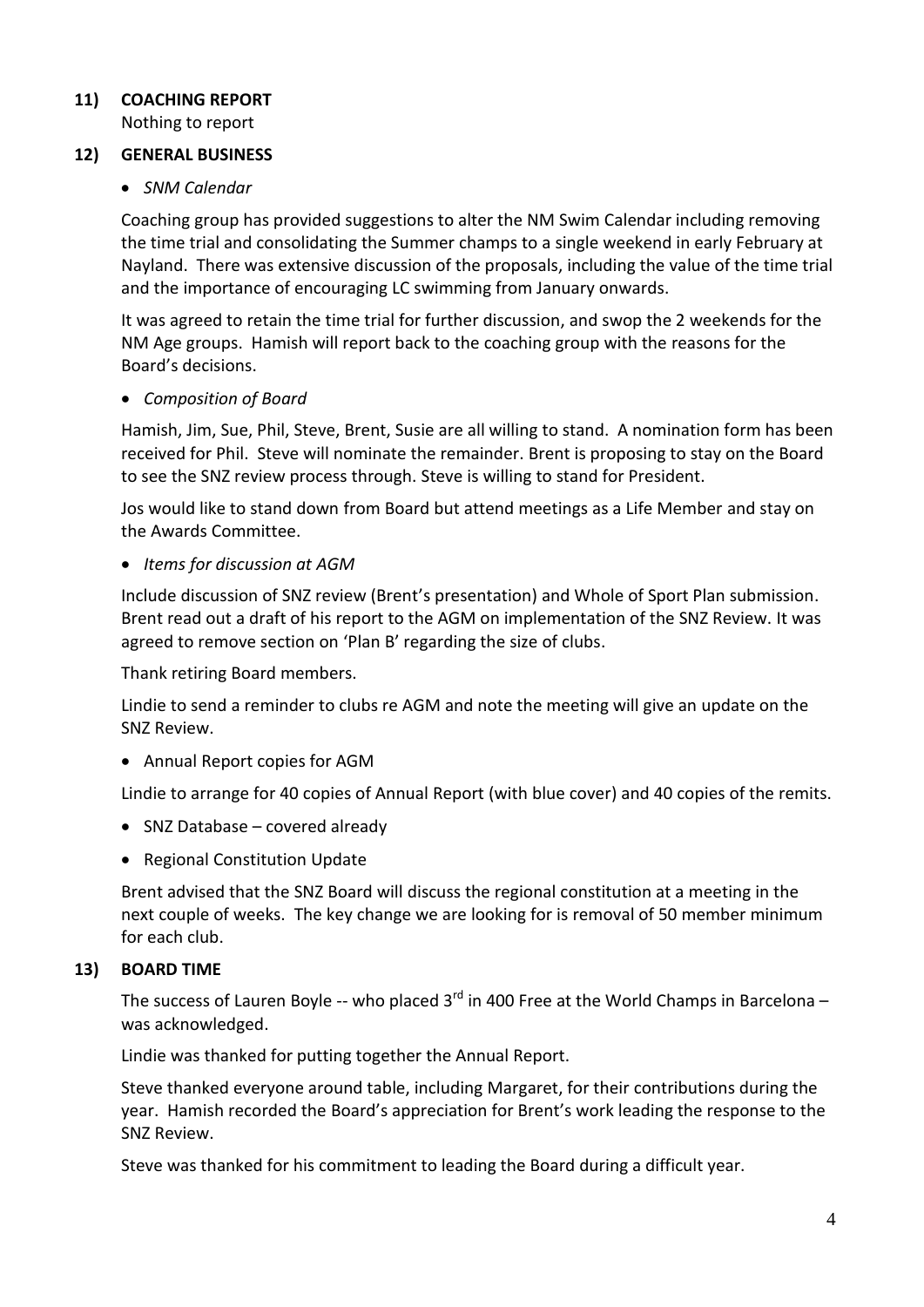## 11) COACHING REPORT

Nothing to report

## 12) GENERAL BUSINESS

- *SNM Calendar*

Coaching group has provided suggestions to alter the NM Swim Calendar including removing the time trial and consolidating the Summer champs to a single weekend in early February at Nayland. There was extensive discussion of the proposals, including the value of the time trial and the importance of encouraging LC swimming from January onwards.

It was agreed to retain the time trial for further discussion, and swop the 2 weekends for the NM Age groups. Hamish will report back to the coaching group with the reasons for the Board's decisions.

- *Composition of Board*

Hamish, Jim, Sue, Phil, Steve, Brent, Susie are all willing to stand. A nomination form has been received for Phil. Steve will nominate the remainder. Brent is proposing to stay on the Board to see the SNZ review process through. Steve is willing to stand for President.

Jos would like to stand down from Board but attend meetings as a Life Member and stay on the Awards Committee.

- *Items for discussion at AGM*

Include discussion of SNZ review (Brent's presentation) and Whole of Sport Plan submission. Brent read out a draft of his report to the AGM on implementation of the SNZ Review. It was agreed to remove section on 'Plan B' regarding the size of clubs.

Thank retiring Board members.

Lindie to send a reminder to clubs re AGM and note the meeting will give an update on the SNZ Review.

- Annual Report copies for AGM

Lindie to arrange for 40 copies of Annual Report (with blue cover) and 40 copies of the remits.

- SNZ Database – covered already
- Regional Constitution Update

Brent advised that the SNZ Board will discuss the regional constitution at a meeting in the next couple of weeks. The key change we are looking for is removal of 50 member minimum for each club.

## 13) BOARD TIME

The success of Lauren Boyle -- who placed 3rd in 400 Free at the World Champs in Barcelona – was acknowledged.

Lindie was thanked for putting together the Annual Report.

Steve thanked everyone around table, including Margaret, for their contributions during the year. Hamish recorded the Board's appreciation for Brent's work leading the response to the SNZ Review.

Steve was thanked for his commitment to leading the Board during a difficult year.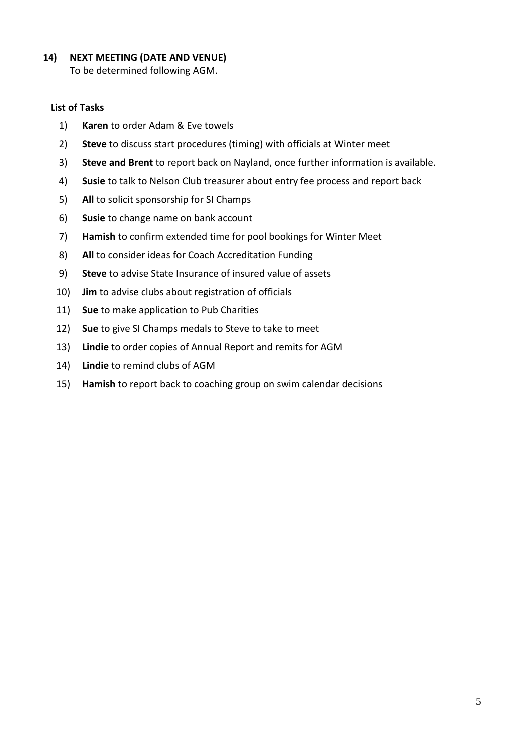**14) NEXT MEETING (DATE AND VENUE)**

To be determined following AGM.

**List of Tasks**

1) **Karen** to order Adam & Eve towels
2) **Steve** to discuss start procedures (timing) with officials at Winter meet
3) **Steve and Brent** to report back on Nayland, once further information is available.
4) **Susie** to talk to Nelson Club treasurer about entry fee process and report back
5) **All** to solicit sponsorship for SI Champs
6) **Susie** to change name on bank account
7) **Hamish** to confirm extended time for pool bookings for Winter Meet
8) **All** to consider ideas for Coach Accreditation Funding
9) **Steve** to advise State Insurance of insured value of assets
10) **Jim** to advise clubs about registration of officials
11) **Sue** to make application to Pub Charities
12) **Sue** to give SI Champs medals to Steve to take to meet
13) **Lindie** to order copies of Annual Report and remits for AGM
14) **Lindie** to remind clubs of AGM
15) **Hamish** to report back to coaching group on swim calendar decisions